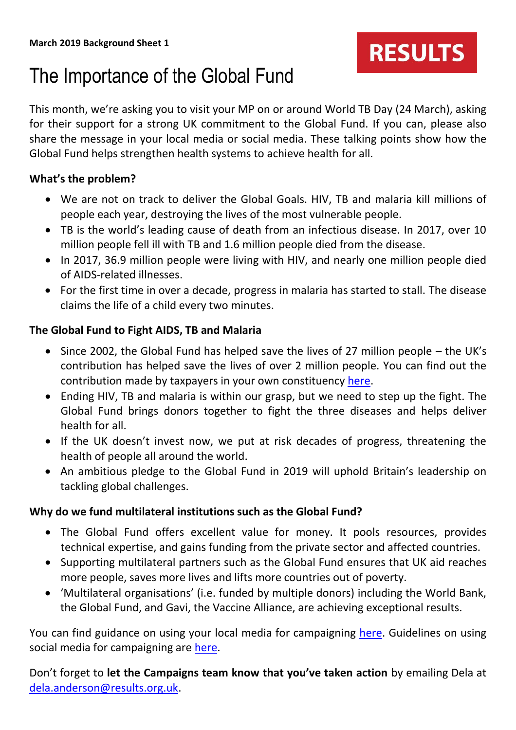**March 2019 Background Sheet 1**

RESULTS

# The Importance of the Global Fund

This month, we're asking you to visit your MP on or around World TB Day (24 March), asking for their support for a strong UK commitment to the Global Fund. If you can, please also share the message in your local media or social media. These talking points show how the Global Fund helps strengthen health systems to achieve health for all.

**What's the problem?**

- We are not on track to deliver the Global Goals. HIV, TB and malaria kill millions of people each year, destroying the lives of the most vulnerable people.
- TB is the world's leading cause of death from an infectious disease. In 2017, over 10 million people fell ill with TB and 1.6 million people died from the disease.
- In 2017, 36.9 million people were living with HIV, and nearly one million people died of AIDS-related illnesses.
- For the first time in over a decade, progress in malaria has started to stall. The disease claims the life of a child every two minutes.

**The Global Fund to Fight AIDS, TB and Malaria**

- Since 2002, the Global Fund has helped save the lives of 27 million people – the UK's contribution has helped save the lives of over 2 million people. You can find out the contribution made by taxpayers in your own constituency here.
- Ending HIV, TB and malaria is within our grasp, but we need to step up the fight. The Global Fund brings donors together to fight the three diseases and helps deliver health for all.
- If the UK doesn't invest now, we put at risk decades of progress, threatening the health of people all around the world.
- An ambitious pledge to the Global Fund in 2019 will uphold Britain's leadership on tackling global challenges.

**Why do we fund multilateral institutions such as the Global Fund?**

- The Global Fund offers excellent value for money. It pools resources, provides technical expertise, and gains funding from the private sector and affected countries.
- Supporting multilateral partners such as the Global Fund ensures that UK aid reaches more people, saves more lives and lifts more countries out of poverty.
- 'Multilateral organisations' (i.e. funded by multiple donors) including the World Bank, the Global Fund, and Gavi, the Vaccine Alliance, are achieving exceptional results.

You can find guidance on using your local media for campaigning here. Guidelines on using social media for campaigning are here.

Don't forget to **let the Campaigns team know that you've taken action** by emailing Dela at dela.anderson@results.org.uk.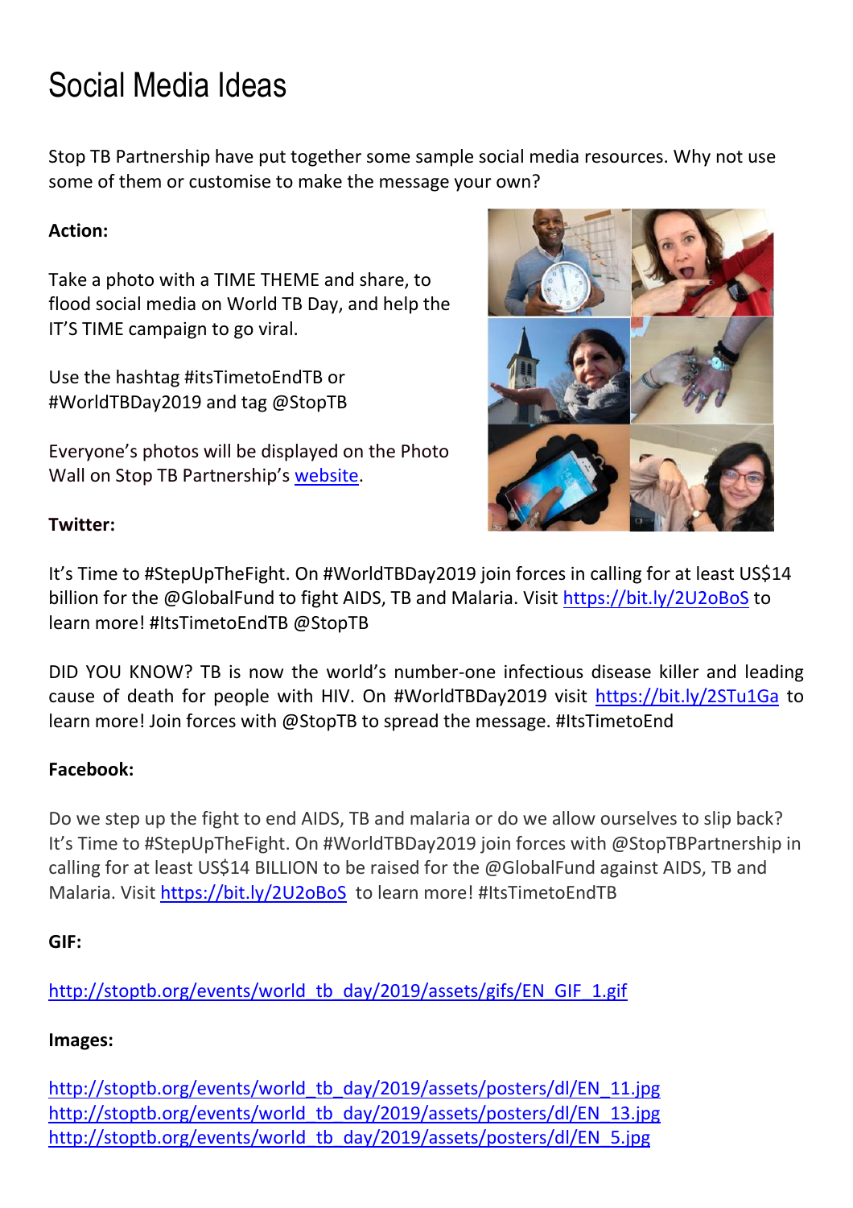# Social Media Ideas

Stop TB Partnership have put together some sample social media resources. Why not use some of them or customise to make the message your own?

**Action:**

Take a photo with a TIME THEME and share, to flood social media on World TB Day, and help the IT'S TIME campaign to go viral.

Use the hashtag #itsTimetoEndTB or #WorldTBDay2019 and tag @StopTB

Everyone's photos will be displayed on the Photo Wall on Stop TB Partnership's [website](website).

**Twitter:**

It's Time to #StepUpTheFight. On #WorldTBDay2019 join forces in calling for at least US$14 billion for the @GlobalFund to fight AIDS, TB and Malaria. Visit https://bit.ly/2U2oBoS to learn more! #ItsTimetoEndTB @StopTB

DID YOU KNOW? TB is now the world's number-one infectious disease killer and leading cause of death for people with HIV. On #WorldTBDay2019 visit https://bit.ly/2STu1Ga to learn more! Join forces with @StopTB to spread the message. #ItsTimetoEnd

**Facebook:**

Do we step up the fight to end AIDS, TB and malaria or do we allow ourselves to slip back? It's Time to #StepUpTheFight. On #WorldTBDay2019 join forces with @StopTBPartnership in calling for at least US$14 BILLION to be raised for the @GlobalFund against AIDS, TB and Malaria. Visit https://bit.ly/2U2oBoS to learn more! #ItsTimetoEndTB

**GIF:**

http://stoptb.org/events/world_tb_day/2019/assets/gifs/EN_GIF_1.gif

**Images:**

http://stoptb.org/events/world_tb_day/2019/assets/posters/dl/EN_11.jpg
http://stoptb.org/events/world_tb_day/2019/assets/posters/dl/EN_13.jpg
http://stoptb.org/events/world_tb_day/2019/assets/posters/dl/EN_5.jpg